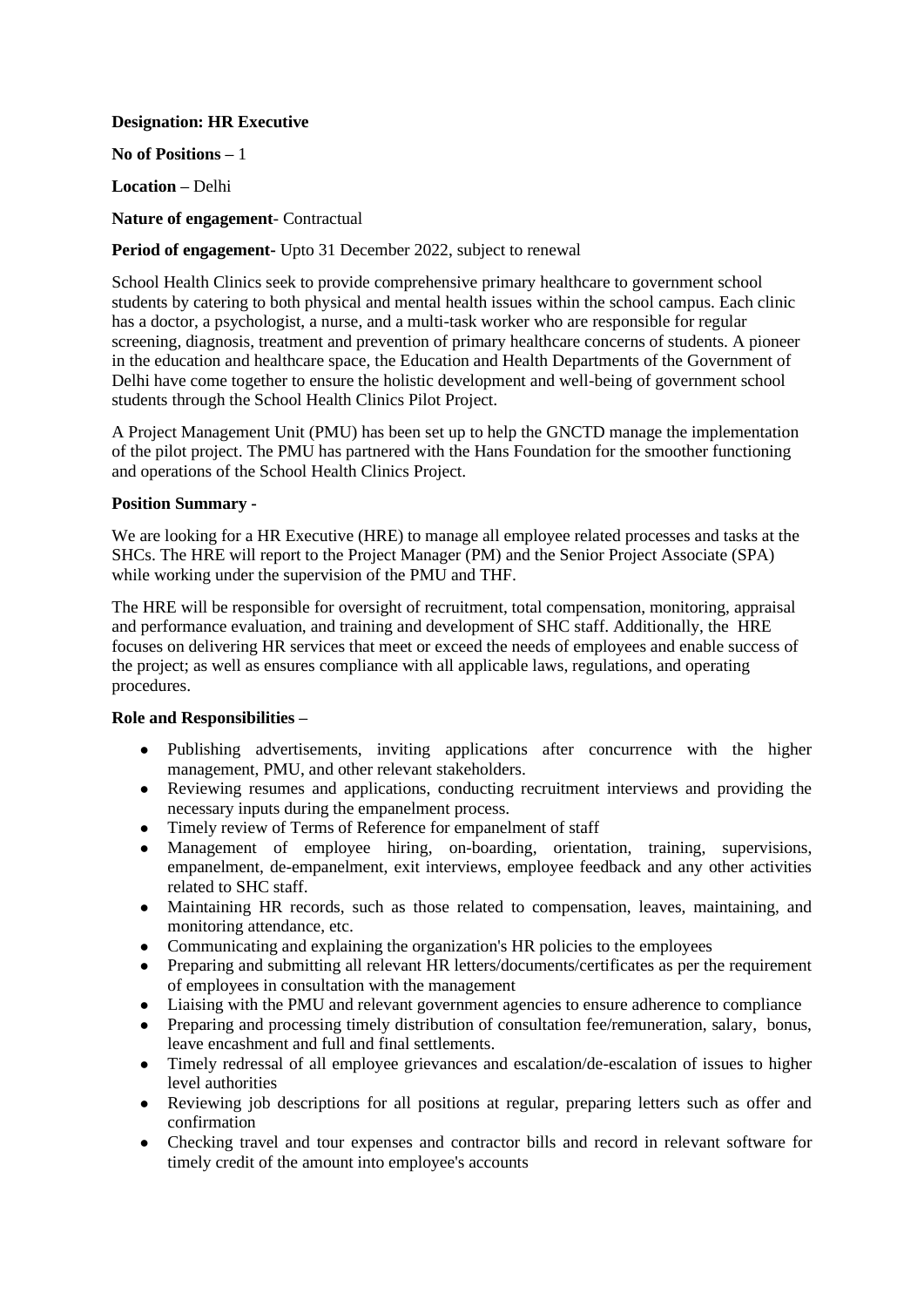**Designation: HR Executive**

**No of Positions** – 1

**Location** – Delhi

**Nature of engagement**- Contractual

**Period of engagement**- Upto 31 December 2022, subject to renewal

School Health Clinics seek to provide comprehensive primary healthcare to government school students by catering to both physical and mental health issues within the school campus. Each clinic has a doctor, a psychologist, a nurse, and a multi-task worker who are responsible for regular screening, diagnosis, treatment and prevention of primary healthcare concerns of students. A pioneer in the education and healthcare space, the Education and Health Departments of the Government of Delhi have come together to ensure the holistic development and well-being of government school students through the School Health Clinics Pilot Project.

A Project Management Unit (PMU) has been set up to help the GNCTD manage the implementation of the pilot project. The PMU has partnered with the Hans Foundation for the smoother functioning and operations of the School Health Clinics Project.

**Position Summary -**

We are looking for a HR Executive (HRE) to manage all employee related processes and tasks at the SHCs. The HRE will report to the Project Manager (PM) and the Senior Project Associate (SPA) while working under the supervision of the PMU and THF.

The HRE will be responsible for oversight of recruitment, total compensation, monitoring, appraisal and performance evaluation, and training and development of SHC staff. Additionally, the HRE focuses on delivering HR services that meet or exceed the needs of employees and enable success of the project; as well as ensures compliance with all applicable laws, regulations, and operating procedures.

**Role and Responsibilities –**

- Publishing advertisements, inviting applications after concurrence with the higher management, PMU, and other relevant stakeholders.
- Reviewing resumes and applications, conducting recruitment interviews and providing the necessary inputs during the empanelment process.
- Timely review of Terms of Reference for empanelment of staff
- Management of employee hiring, on-boarding, orientation, training, supervisions, empanelment, de-empanelment, exit interviews, employee feedback and any other activities related to SHC staff.
- Maintaining HR records, such as those related to compensation, leaves, maintaining, and monitoring attendance, etc.
- Communicating and explaining the organization's HR policies to the employees
- Preparing and submitting all relevant HR letters/documents/certificates as per the requirement of employees in consultation with the management
- Liaising with the PMU and relevant government agencies to ensure adherence to compliance
- Preparing and processing timely distribution of consultation fee/remuneration, salary, bonus, leave encashment and full and final settlements.
- Timely redressal of all employee grievances and escalation/de-escalation of issues to higher level authorities
- Reviewing job descriptions for all positions at regular, preparing letters such as offer and confirmation
- Checking travel and tour expenses and contractor bills and record in relevant software for timely credit of the amount into employee's accounts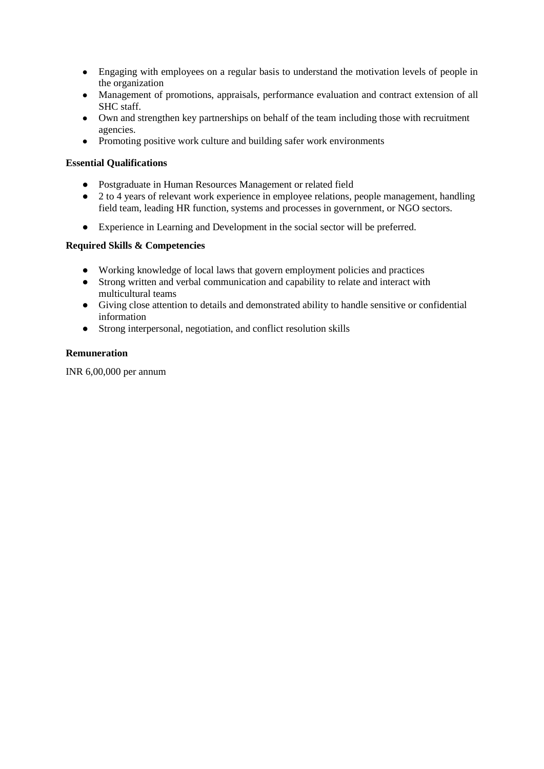- Engaging with employees on a regular basis to understand the motivation levels of people in the organization
- Management of promotions, appraisals, performance evaluation and contract extension of all SHC staff.
- Own and strengthen key partnerships on behalf of the team including those with recruitment agencies.
- Promoting positive work culture and building safer work environments

**Essential Qualifications**

- Postgraduate in Human Resources Management or related field
- 2 to 4 years of relevant work experience in employee relations, people management, handling field team, leading HR function, systems and processes in government, or NGO sectors.
- Experience in Learning and Development in the social sector will be preferred.

**Required Skills & Competencies**

- Working knowledge of local laws that govern employment policies and practices
- Strong written and verbal communication and capability to relate and interact with multicultural teams
- Giving close attention to details and demonstrated ability to handle sensitive or confidential information
- Strong interpersonal, negotiation, and conflict resolution skills

**Remuneration**

INR 6,00,000 per annum